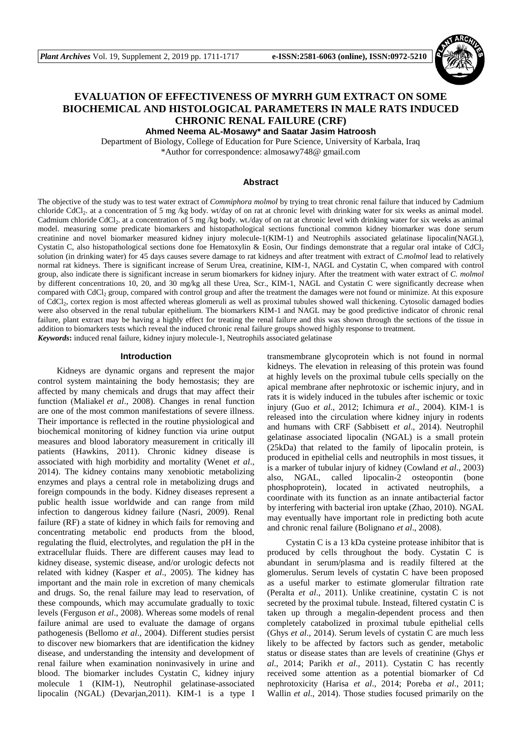# EVALUATION OF EFFECTIVENESS OF MYRRH GUM EXTRACT ON SOME BIOCHEMICAL AND HISTOLOGICAL PARAMETERS IN MALE RATS INDUCED CHRONIC RENAL FAILURE (CRF)

**Ahmed Neema AL-Mosawy* and Saatar Jasim Hatroosh**

Department of Biology, College of Education for Pure Science, University of Karbala, Iraq
*Author for correspondence: almosawy748@ gmail.com

## Abstract

The objective of the study was to test water extract of *Commiphora molmol* by trying to treat chronic renal failure that induced by Cadmium chloride $CdCl_2$. at a concentration of 5 mg /kg body. wt/day of on rat at chronic level with drinking water for six weeks as animal model. Cadmium chloride $CdCl_2$. at a concentration of 5 mg /kg body. wt./day of on rat at chronic level with drinking water for six weeks as animal model. measuring some predicate biomarkers and histopathological sections functional common kidney biomarker was done serum creatinine and novel biomarker measured kidney injury molecule-1(KIM-1) and Neutrophils associated gelatinase lipocalin(NAGL), Cystatin C, also histopathological sections done foe Hematoxylin & Eosin, Our findings demonstrate that a regular oral intake of $CdCl_2$ solution (in drinking water) for 45 days causes severe damage to rat kidneys and after treatment with extract of *C.molmol* lead to relatively normal rat kidneys. There is significant increase of Serum Urea, creatinine, KIM-1, NAGL and Cystatin C, when compared with control group, also indicate there is significant increase in serum biomarkers for kidney injury. After the treatment with water extract of *C. molmol* by different concentrations 10, 20, and 30 mg/kg all these Urea, Scr., KIM-1, NAGL and Cystatin C were significantly decrease when compared with $CdCl_2$ group, compared with control group and after the treatment the damages were not found or minimize. At this exposure of $CdCl_2$, cortex region is most affected whereas glomeruli as well as proximal tubules showed wall thickening. Cytosolic damaged bodies were also observed in the renal tubular epithelium. The biomarkers KIM-1 and NAGL may be good predictive indicator of chronic renal failure, plant extract may be having a highly effect for treating the renal failure and this was shown through the sections of the tissue in addition to biomarkers tests which reveal the induced chronic renal failure groups showed highly response to treatment.

***Keywords*:** induced renal failure, kidney injury molecule-1, Neutrophils associated gelatinase

## Introduction

Kidneys are dynamic organs and represent the major control system maintaining the body hemostasis; they are affected by many chemicals and drugs that may affect their function (Maliakel *et al*., 2008). Changes in renal function are one of the most common manifestations of severe illness. Their importance is reflected in the routine physiological and biochemical monitoring of kidney function via urine output measures and blood laboratory measurement in critically ill patients (Hawkins, 2011). Chronic kidney disease is associated with high morbidity and mortality (Wenet *et al*., 2014). The kidney contains many xenobiotic metabolizing enzymes and plays a central role in metabolizing drugs and foreign compounds in the body. Kidney diseases represent a public health issue worldwide and can range from mild infection to dangerous kidney failure (Nasri, 2009). Renal failure (RF) a state of kidney in which fails for removing and concentrating metabolic end products from the blood, regulating the fluid, electrolytes, and regulation the pH in the extracellular fluids. There are different causes may lead to kidney disease, systemic disease, and/or urologic defects not related with kidney (Kasper *et al*., 2005). The kidney has important and the main role in excretion of many chemicals and drugs. So, the renal failure may lead to reservation, of these compounds, which may accumulate gradually to toxic levels (Ferguson *et al*., 2008). Whereas some models of renal failure animal are used to evaluate the damage of organs pathogenesis (Bellomo *et al*., 2004). Different studies persist to discover new biomarkers that are identification the kidney disease, and understanding the intensity and development of renal failure when examination noninvasively in urine and blood. The biomarker includes Cystatin C, kidney injury molecule 1 (KIM-1), Neutrophil gelatinase-associated lipocalin (NGAL) (Devarjan,2011). KIM-1 is a type I transmembrane glycoprotein which is not found in normal kidneys. The elevation in releasing of this protein was found at highly levels on the proximal tubule cells specially on the apical membrane after nephrotoxic or ischemic injury, and in rats it is widely induced in the tubules after ischemic or toxic injury (Guo *et al*., 2012; Ichimura *et al*., 2004). KIM-1 is released into the circulation where kidney injury in rodents and humans with CRF (Sabbisett *et al*., 2014). Neutrophil gelatinase associated lipocalin (NGAL) is a small protein (25kDa) that related to the family of lipocalin protein, is produced in epithelial cells and neutrophils in most tissues, it is a marker of tubular injury of kidney (Cowland *et al*., 2003) also, NGAL, called lipocalin-2 osteopontin (bone phosphoprotein), located in activated neutrophils, a coordinate with its function as an innate antibacterial factor by interfering with bacterial iron uptake (Zhao, 2010). NGAL may eventually have important role in predicting both acute and chronic renal failure (Bolignano *et al*., 2008).

Cystatin C is a 13 kDa cysteine protease inhibitor that is produced by cells throughout the body. Cystatin C is abundant in serum/plasma and is readily filtered at the glomerulus. Serum levels of cystatin C have been proposed as a useful marker to estimate glomerular filtration rate (Peralta *et al*., 2011). Unlike creatinine, cystatin C is not secreted by the proximal tubule. Instead, filtered cystatin C is taken up through a megalin-dependent process and then completely catabolized in proximal tubule epithelial cells (Ghys *et al*., 2014). Serum levels of cystatin C are much less likely to be affected by factors such as gender, metabolic status or disease states than are levels of creatinine (Ghys *et al*., 2014; Parikh *et al*., 2011). Cystatin C has recently received some attention as a potential biomarker of Cd nephrotoxicity (Harisa *et al*., 2014; Poreba *et al*., 2011; Wallin *et al*., 2014). Those studies focused primarily on the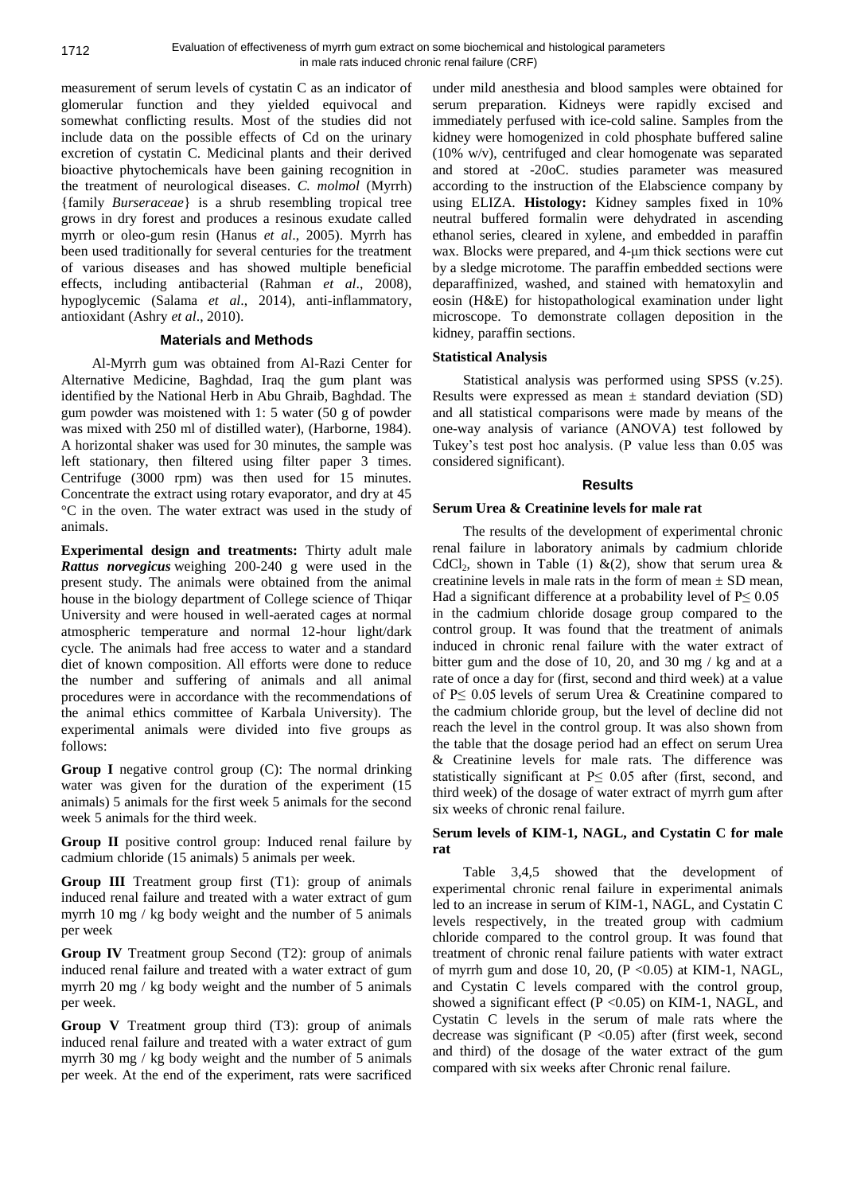measurement of serum levels of cystatin C as an indicator of glomerular function and they yielded equivocal and somewhat conflicting results. Most of the studies did not include data on the possible effects of Cd on the urinary excretion of cystatin C. Medicinal plants and their derived bioactive phytochemicals have been gaining recognition in the treatment of neurological diseases. *C. molmol* (Myrrh) {family *Burseraceae*} is a shrub resembling tropical tree grows in dry forest and produces a resinous exudate called myrrh or oleo-gum resin (Hanus *et al*., 2005). Myrrh has been used traditionally for several centuries for the treatment of various diseases and has showed multiple beneficial effects, including antibacterial (Rahman *et al*., 2008), hypoglycemic (Salama *et al*., 2014), anti-inflammatory, antioxidant (Ashry *et al*., 2010).

## Materials and Methods

Al-Myrrh gum was obtained from Al-Razi Center for Alternative Medicine, Baghdad, Iraq the gum plant was identified by the National Herb in Abu Ghraib, Baghdad. The gum powder was moistened with 1: 5 water (50 g of powder was mixed with 250 ml of distilled water), (Harborne, 1984). A horizontal shaker was used for 30 minutes, the sample was left stationary, then filtered using filter paper 3 times. Centrifuge (3000 rpm) was then used for 15 minutes. Concentrate the extract using rotary evaporator, and dry at 45 °C in the oven. The water extract was used in the study of animals.

**Experimental design and treatments:** Thirty adult male ***Rattus norvegicus*** weighing 200-240 g were used in the present study. The animals were obtained from the animal house in the biology department of College science of Thiqar University and were housed in well-aerated cages at normal atmospheric temperature and normal 12-hour light/dark cycle. The animals had free access to water and a standard diet of known composition. All efforts were done to reduce the number and suffering of animals and all animal procedures were in accordance with the recommendations of the animal ethics committee of Karbala University). The experimental animals were divided into five groups as follows:

**Group I** negative control group (C): The normal drinking water was given for the duration of the experiment (15 animals) 5 animals for the first week 5 animals for the second week 5 animals for the third week.

**Group II** positive control group: Induced renal failure by cadmium chloride (15 animals) 5 animals per week.

**Group III** Treatment group first (T1): group of animals induced renal failure and treated with a water extract of gum myrrh 10 mg / kg body weight and the number of 5 animals per week

**Group IV** Treatment group Second (T2): group of animals induced renal failure and treated with a water extract of gum myrrh 20 mg / kg body weight and the number of 5 animals per week.

**Group V** Treatment group third (T3): group of animals induced renal failure and treated with a water extract of gum myrrh 30 mg / kg body weight and the number of 5 animals per week. At the end of the experiment, rats were sacrificed under mild anesthesia and blood samples were obtained for serum preparation. Kidneys were rapidly excised and immediately perfused with ice-cold saline. Samples from the kidney were homogenized in cold phosphate buffered saline (10% w/v), centrifuged and clear homogenate was separated and stored at -20oC. studies parameter was measured according to the instruction of the Elabscience company by using ELIZA. **Histology:** Kidney samples fixed in 10% neutral buffered formalin were dehydrated in ascending ethanol series, cleared in xylene, and embedded in paraffin wax. Blocks were prepared, and 4-μm thick sections were cut by a sledge microtome. The paraffin embedded sections were deparaffinized, washed, and stained with hematoxylin and eosin (H&E) for histopathological examination under light microscope. To demonstrate collagen deposition in the kidney, paraffin sections.

### Statistical Analysis

Statistical analysis was performed using SPSS (v.25). Results were expressed as mean ± standard deviation (SD) and all statistical comparisons were made by means of the one-way analysis of variance (ANOVA) test followed by Tukey's test post hoc analysis. (P value less than 0.05 was considered significant).

## Results

### Serum Urea & Creatinine levels for male rat

The results of the development of experimental chronic renal failure in laboratory animals by cadmium chloride $CdCl_2$, shown in Table (1) &(2), show that serum urea & creatinine levels in male rats in the form of mean ± SD mean, Had a significant difference at a probability level of $P \leq 0.05$ in the cadmium chloride dosage group compared to the control group. It was found that the treatment of animals induced in chronic renal failure with the water extract of bitter gum and the dose of 10, 20, and 30 mg / kg and at a rate of once a day for (first, second and third week) at a value of $P \leq 0.05$ levels of serum Urea & Creatinine compared to the cadmium chloride group, but the level of decline did not reach the level in the control group. It was also shown from the table that the dosage period had an effect on serum Urea & Creatinine levels for male rats. The difference was statistically significant at $P \leq 0.05$ after (first, second, and third week) of the dosage of water extract of myrrh gum after six weeks of chronic renal failure.

### Serum levels of KIM-1, NAGL, and Cystatin C for male rat

Table 3,4,5 showed that the development of experimental chronic renal failure in experimental animals led to an increase in serum of KIM-1, NAGL, and Cystatin C levels respectively, in the treated group with cadmium chloride compared to the control group. It was found that treatment of chronic renal failure patients with water extract of myrrh gum and dose 10, 20, ($P < 0.05$) at KIM-1, NAGL, and Cystatin C levels compared with the control group, showed a significant effect ($P < 0.05$) on KIM-1, NAGL, and Cystatin C levels in the serum of male rats where the decrease was significant ($P < 0.05$) after (first week, second and third) of the dosage of the water extract of the gum compared with six weeks after Chronic renal failure.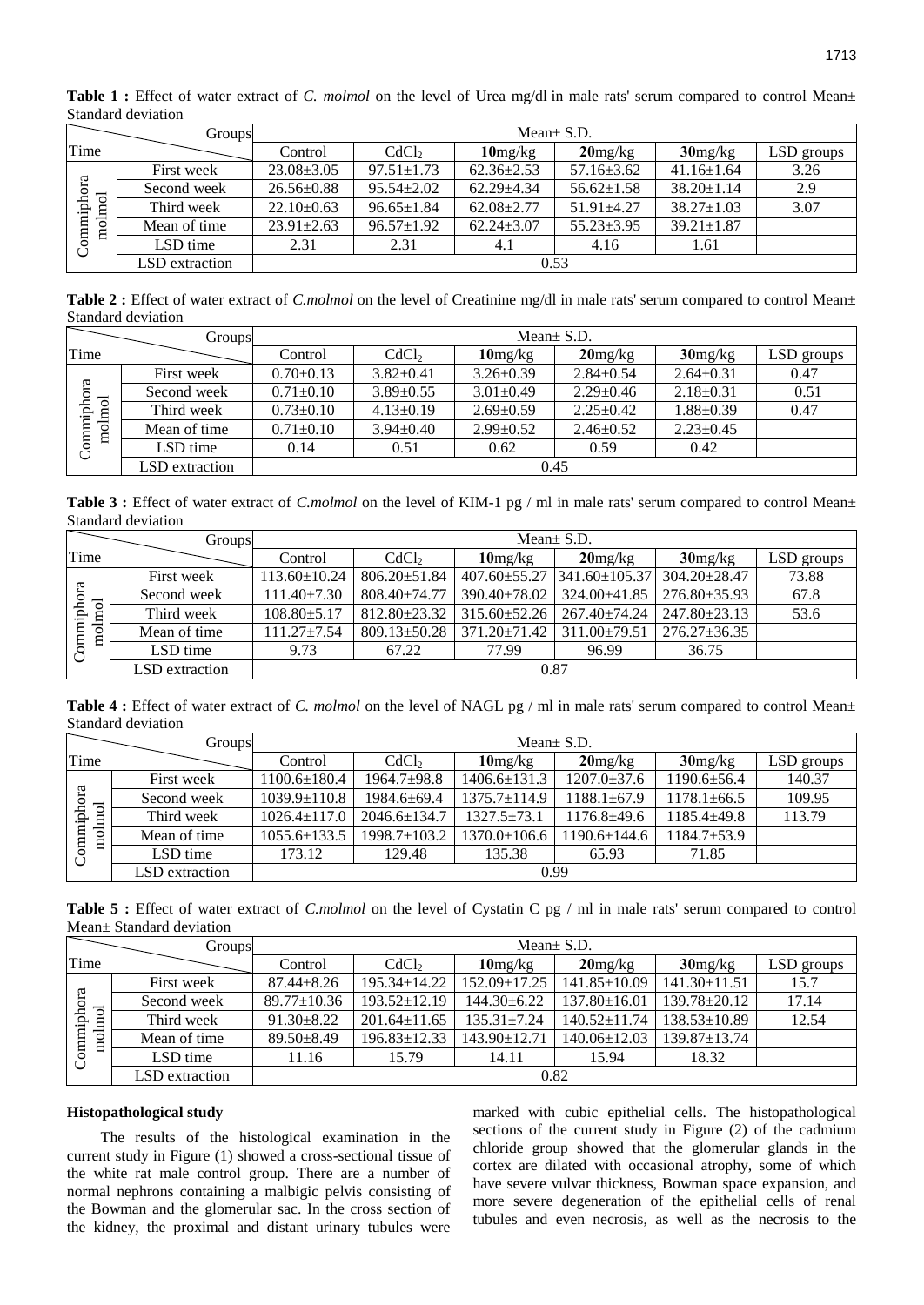**Table 1 :** Effect of water extract of *C. molmol* on the level of Urea mg/dl in male rats' serum compared to control Mean± Standard deviation

| Time \ Groups | | Control | $CdCl_2$ | **10**mg/kg | **20**mg/kg | **30**mg/kg | LSD groups |
|---|---|---|---|---|---|---|---|
| | | Mean± S.D. | | | | | |
| Commiphora molmol | First week | 23.08±3.05 | 97.51±1.73 | 62.36±2.53 | 57.16±3.62 | 41.16±1.64 | 3.26 |
| | Second week | 26.56±0.88 | 95.54±2.02 | 62.29±4.34 | 56.62±1.58 | 38.20±1.14 | 2.9 |
| | Third week | 22.10±0.63 | 96.65±1.84 | 62.08±2.77 | 51.91±4.27 | 38.27±1.03 | 3.07 |
| | Mean of time | 23.91±2.63 | 96.57±1.92 | 62.24±3.07 | 55.23±3.95 | 39.21±1.87 | |
| | LSD time | 2.31 | 2.31 | 4.1 | 4.16 | 1.61 | |
| | LSD extraction | 0.53 | | | | | |

**Table 2 :** Effect of water extract of *C.molmol* on the level of Creatinine mg/dl in male rats' serum compared to control Mean± Standard deviation

| Time \ Groups | | Control | $CdCl_2$ | **10**mg/kg | **20**mg/kg | **30**mg/kg | LSD groups |
|---|---|---|---|---|---|---|---|
| | | Mean± S.D. | | | | | |
| Commiphora molmol | First week | 0.70±0.13 | 3.82±0.41 | 3.26±0.39 | 2.84±0.54 | 2.64±0.31 | 0.47 |
| | Second week | 0.71±0.10 | 3.89±0.55 | 3.01±0.49 | 2.29±0.46 | 2.18±0.31 | 0.51 |
| | Third week | 0.73±0.10 | 4.13±0.19 | 2.69±0.59 | 2.25±0.42 | 1.88±0.39 | 0.47 |
| | Mean of time | 0.71±0.10 | 3.94±0.40 | 2.99±0.52 | 2.46±0.52 | 2.23±0.45 | |
| | LSD time | 0.14 | 0.51 | 0.62 | 0.59 | 0.42 | |
| | LSD extraction | 0.45 | | | | | |

**Table 3 :** Effect of water extract of *C.molmol* on the level of KIM-1 pg / ml in male rats' serum compared to control Mean± Standard deviation

| Time \ Groups | | Control | $CdCl_2$ | **10**mg/kg | **20**mg/kg | **30**mg/kg | LSD groups |
|---|---|---|---|---|---|---|---|
| | | Mean± S.D. | | | | | |
| Commiphora molmol | First week | 113.60±10.24 | 806.20±51.84 | 407.60±55.27 | 341.60±105.37 | 304.20±28.47 | 73.88 |
| | Second week | 111.40±7.30 | 808.40±74.77 | 390.40±78.02 | 324.00±41.85 | 276.80±35.93 | 67.8 |
| | Third week | 108.80±5.17 | 812.80±23.32 | 315.60±52.26 | 267.40±74.24 | 247.80±23.13 | 53.6 |
| | Mean of time | 111.27±7.54 | 809.13±50.28 | 371.20±71.42 | 311.00±79.51 | 276.27±36.35 | |
| | LSD time | 9.73 | 67.22 | 77.99 | 96.99 | 36.75 | |
| | LSD extraction | 0.87 | | | | | |

**Table 4 :** Effect of water extract of *C. molmol* on the level of NAGL pg / ml in male rats' serum compared to control Mean± Standard deviation

| Time \ Groups | | Control | $CdCl_2$ | **10**mg/kg | **20**mg/kg | **30**mg/kg | LSD groups |
|---|---|---|---|---|---|---|---|
| | | Mean± S.D. | | | | | |
| Commiphora molmol | First week | 1100.6±180.4 | 1964.7±98.8 | 1406.6±131.3 | 1207.0±37.6 | 1190.6±56.4 | 140.37 |
| | Second week | 1039.9±110.8 | 1984.6±69.4 | 1375.7±114.9 | 1188.1±67.9 | 1178.1±66.5 | 109.95 |
| | Third week | 1026.4±117.0 | 2046.6±134.7 | 1327.5±73.1 | 1176.8±49.6 | 1185.4±49.8 | 113.79 |
| | Mean of time | 1055.6±133.5 | 1998.7±103.2 | 1370.0±106.6 | 1190.6±144.6 | 1184.7±53.9 | |
| | LSD time | 173.12 | 129.48 | 135.38 | 65.93 | 71.85 | |
| | LSD extraction | 0.99 | | | | | |

**Table 5 :** Effect of water extract of *C.molmol* on the level of Cystatin C pg / ml in male rats' serum compared to control Mean± Standard deviation

| Time \ Groups | | Control | $CdCl_2$ | **10**mg/kg | **20**mg/kg | **30**mg/kg | LSD groups |
|---|---|---|---|---|---|---|---|
| | | Mean± S.D. | | | | | |
| Commiphora molmol | First week | 87.44±8.26 | 195.34±14.22 | 152.09±17.25 | 141.85±10.09 | 141.30±11.51 | 15.7 |
| | Second week | 89.77±10.36 | 193.52±12.19 | 144.30±6.22 | 137.80±16.01 | 139.78±20.12 | 17.14 |
| | Third week | 91.30±8.22 | 201.64±11.65 | 135.31±7.24 | 140.52±11.74 | 138.53±10.89 | 12.54 |
| | Mean of time | 89.50±8.49 | 196.83±12.33 | 143.90±12.71 | 140.06±12.03 | 139.87±13.74 | |
| | LSD time | 11.16 | 15.79 | 14.11 | 15.94 | 18.32 | |
| | LSD extraction | 0.82 | | | | | |

### Histopathological study

The results of the histological examination in the current study in Figure (1) showed a cross-sectional tissue of the white rat male control group. There are a number of normal nephrons containing a malbigic pelvis consisting of the Bowman and the glomerular sac. In the cross section of the kidney, the proximal and distant urinary tubules were marked with cubic epithelial cells. The histopathological sections of the current study in Figure (2) of the cadmium chloride group showed that the glomerular glands in the cortex are dilated with occasional atrophy, some of which have severe vulvar thickness, Bowman space expansion, and more severe degeneration of the epithelial cells of renal tubules and even necrosis, as well as the necrosis to the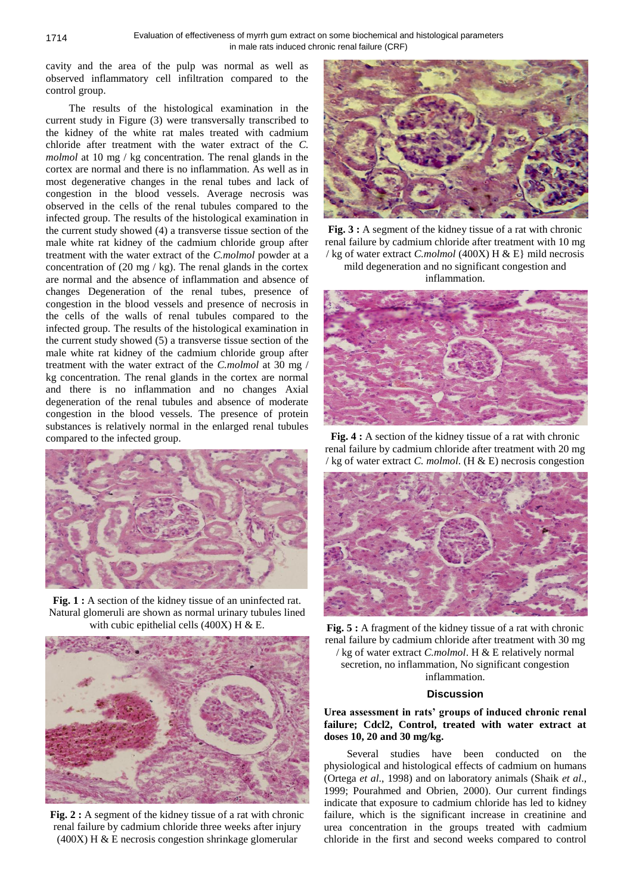cavity and the area of the pulp was normal as well as observed inflammatory cell infiltration compared to the control group.

The results of the histological examination in the current study in Figure (3) were transversally transcribed to the kidney of the white rat males treated with cadmium chloride after treatment with the water extract of the *C. molmol* at 10 mg / kg concentration. The renal glands in the cortex are normal and there is no inflammation. As well as in most degenerative changes in the renal tubes and lack of congestion in the blood vessels. Average necrosis was observed in the cells of the renal tubules compared to the infected group. The results of the histological examination in the current study showed (4) a transverse tissue section of the male white rat kidney of the cadmium chloride group after treatment with the water extract of the *C.molmol* powder at a concentration of (20 mg / kg). The renal glands in the cortex are normal and the absence of inflammation and absence of changes Degeneration of the renal tubes, presence of congestion in the blood vessels and presence of necrosis in the cells of the walls of renal tubules compared to the infected group. The results of the histological examination in the current study showed (5) a transverse tissue section of the male white rat kidney of the cadmium chloride group after treatment with the water extract of the *C.molmol* at 30 mg / kg concentration. The renal glands in the cortex are normal and there is no inflammation and no changes Axial degeneration of the renal tubules and absence of moderate congestion in the blood vessels. The presence of protein substances is relatively normal in the enlarged renal tubules compared to the infected group.

**Fig. 1 :** A section of the kidney tissue of an uninfected rat. Natural glomeruli are shown as normal urinary tubules lined with cubic epithelial cells (400X) H & E.

**Fig. 2 :** A segment of the kidney tissue of a rat with chronic renal failure by cadmium chloride three weeks after injury (400X) H & E necrosis congestion shrinkage glomerular

**Fig. 3 :** A segment of the kidney tissue of a rat with chronic renal failure by cadmium chloride after treatment with 10 mg / kg of water extract *C.molmol* (400X) H & E} mild necrosis mild degeneration and no significant congestion and inflammation.

**Fig. 4 :** A section of the kidney tissue of a rat with chronic renal failure by cadmium chloride after treatment with 20 mg / kg of water extract *C. molmol*. (H & E) necrosis congestion

**Fig. 5 :** A fragment of the kidney tissue of a rat with chronic renal failure by cadmium chloride after treatment with 30 mg / kg of water extract *C.molmol*. H & E relatively normal secretion, no inflammation, No significant congestion inflammation.

## Discussion

**Urea assessment in rats' groups of induced chronic renal failure; Cdcl2, Control, treated with water extract at doses 10, 20 and 30 mg/kg.**

Several studies have been conducted on the physiological and histological effects of cadmium on humans (Ortega *et al*., 1998) and on laboratory animals (Shaik *et al*., 1999; Pourahmed and Obrien, 2000). Our current findings indicate that exposure to cadmium chloride has led to kidney failure, which is the significant increase in creatinine and urea concentration in the groups treated with cadmium chloride in the first and second weeks compared to control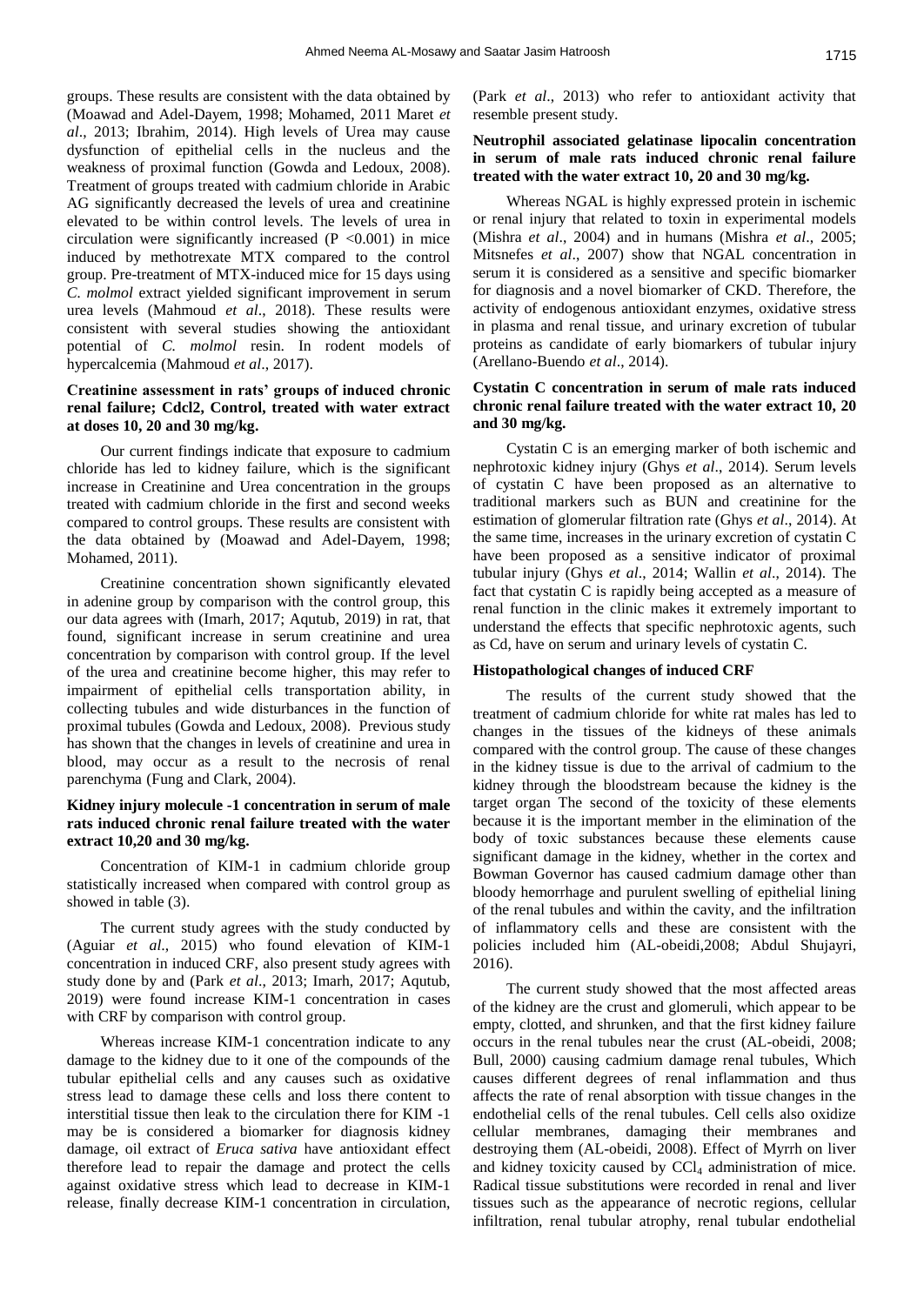groups. These results are consistent with the data obtained by (Moawad and Adel-Dayem, 1998; Mohamed, 2011 Maret *et al*., 2013; Ibrahim, 2014). High levels of Urea may cause dysfunction of epithelial cells in the nucleus and the weakness of proximal function (Gowda and Ledoux, 2008). Treatment of groups treated with cadmium chloride in Arabic AG significantly decreased the levels of urea and creatinine elevated to be within control levels. The levels of urea in circulation were significantly increased ($P < 0.001$) in mice induced by methotrexate MTX compared to the control group. Pre-treatment of MTX-induced mice for 15 days using *C. molmol* extract yielded significant improvement in serum urea levels (Mahmoud *et al*., 2018). These results were consistent with several studies showing the antioxidant potential of *C. molmol* resin. In rodent models of hypercalcemia (Mahmoud *et al*., 2017).

### Creatinine assessment in rats' groups of induced chronic renal failure; Cdcl2, Control, treated with water extract at doses 10, 20 and 30 mg/kg.

Our current findings indicate that exposure to cadmium chloride has led to kidney failure, which is the significant increase in Creatinine and Urea concentration in the groups treated with cadmium chloride in the first and second weeks compared to control groups. These results are consistent with the data obtained by (Moawad and Adel-Dayem, 1998; Mohamed, 2011).

Creatinine concentration shown significantly elevated in adenine group by comparison with the control group, this our data agrees with (Imarh, 2017; Aqutub, 2019) in rat, that found, significant increase in serum creatinine and urea concentration by comparison with control group. If the level of the urea and creatinine become higher, this may refer to impairment of epithelial cells transportation ability, in collecting tubules and wide disturbances in the function of proximal tubules (Gowda and Ledoux, 2008). Previous study has shown that the changes in levels of creatinine and urea in blood, may occur as a result to the necrosis of renal parenchyma (Fung and Clark, 2004).

### Kidney injury molecule -1 concentration in serum of male rats induced chronic renal failure treated with the water extract 10,20 and 30 mg/kg.

Concentration of KIM-1 in cadmium chloride group statistically increased when compared with control group as showed in table (3).

The current study agrees with the study conducted by (Aguiar *et al*., 2015) who found elevation of KIM-1 concentration in induced CRF, also present study agrees with study done by and (Park *et al*., 2013; Imarh, 2017; Aqutub, 2019) were found increase KIM-1 concentration in cases with CRF by comparison with control group.

Whereas increase KIM-1 concentration indicate to any damage to the kidney due to it one of the compounds of the tubular epithelial cells and any causes such as oxidative stress lead to damage these cells and loss there content to interstitial tissue then leak to the circulation there for KIM -1 may be is considered a biomarker for diagnosis kidney damage, oil extract of *Eruca sativa* have antioxidant effect therefore lead to repair the damage and protect the cells against oxidative stress which lead to decrease in KIM-1 release, finally decrease KIM-1 concentration in circulation, (Park *et al*., 2013) who refer to antioxidant activity that resemble present study.

### Neutrophil associated gelatinase lipocalin concentration in serum of male rats induced chronic renal failure treated with the water extract 10, 20 and 30 mg/kg.

Whereas NGAL is highly expressed protein in ischemic or renal injury that related to toxin in experimental models (Mishra *et al*., 2004) and in humans (Mishra *et al*., 2005; Mitsnefes *et al*., 2007) show that NGAL concentration in serum it is considered as a sensitive and specific biomarker for diagnosis and a novel biomarker of CKD. Therefore, the activity of endogenous antioxidant enzymes, oxidative stress in plasma and renal tissue, and urinary excretion of tubular proteins as candidate of early biomarkers of tubular injury (Arellano-Buendo *et al*., 2014).

### Cystatin C concentration in serum of male rats induced chronic renal failure treated with the water extract 10, 20 and 30 mg/kg.

Cystatin C is an emerging marker of both ischemic and nephrotoxic kidney injury (Ghys *et al*., 2014). Serum levels of cystatin C have been proposed as an alternative to traditional markers such as BUN and creatinine for the estimation of glomerular filtration rate (Ghys *et al*., 2014). At the same time, increases in the urinary excretion of cystatin C have been proposed as a sensitive indicator of proximal tubular injury (Ghys *et al*., 2014; Wallin *et al*., 2014). The fact that cystatin C is rapidly being accepted as a measure of renal function in the clinic makes it extremely important to understand the effects that specific nephrotoxic agents, such as Cd, have on serum and urinary levels of cystatin C.

### Histopathological changes of induced CRF

The results of the current study showed that the treatment of cadmium chloride for white rat males has led to changes in the tissues of the kidneys of these animals compared with the control group. The cause of these changes in the kidney tissue is due to the arrival of cadmium to the kidney through the bloodstream because the kidney is the target organ The second of the toxicity of these elements because it is the important member in the elimination of the body of toxic substances because these elements cause significant damage in the kidney, whether in the cortex and Bowman Governor has caused cadmium damage other than bloody hemorrhage and purulent swelling of epithelial lining of the renal tubules and within the cavity, and the infiltration of inflammatory cells and these are consistent with the policies included him (AL-obeidi,2008; Abdul Shujayri, 2016).

The current study showed that the most affected areas of the kidney are the crust and glomeruli, which appear to be empty, clotted, and shrunken, and that the first kidney failure occurs in the renal tubules near the crust (AL-obeidi, 2008; Bull, 2000) causing cadmium damage renal tubules, Which causes different degrees of renal inflammation and thus affects the rate of renal absorption with tissue changes in the endothelial cells of the renal tubules. Cell cells also oxidize cellular membranes, damaging their membranes and destroying them (AL-obeidi, 2008). Effect of Myrrh on liver and kidney toxicity caused by $CCl_4$ administration of mice. Radical tissue substitutions were recorded in renal and liver tissues such as the appearance of necrotic regions, cellular infiltration, renal tubular atrophy, renal tubular endothelial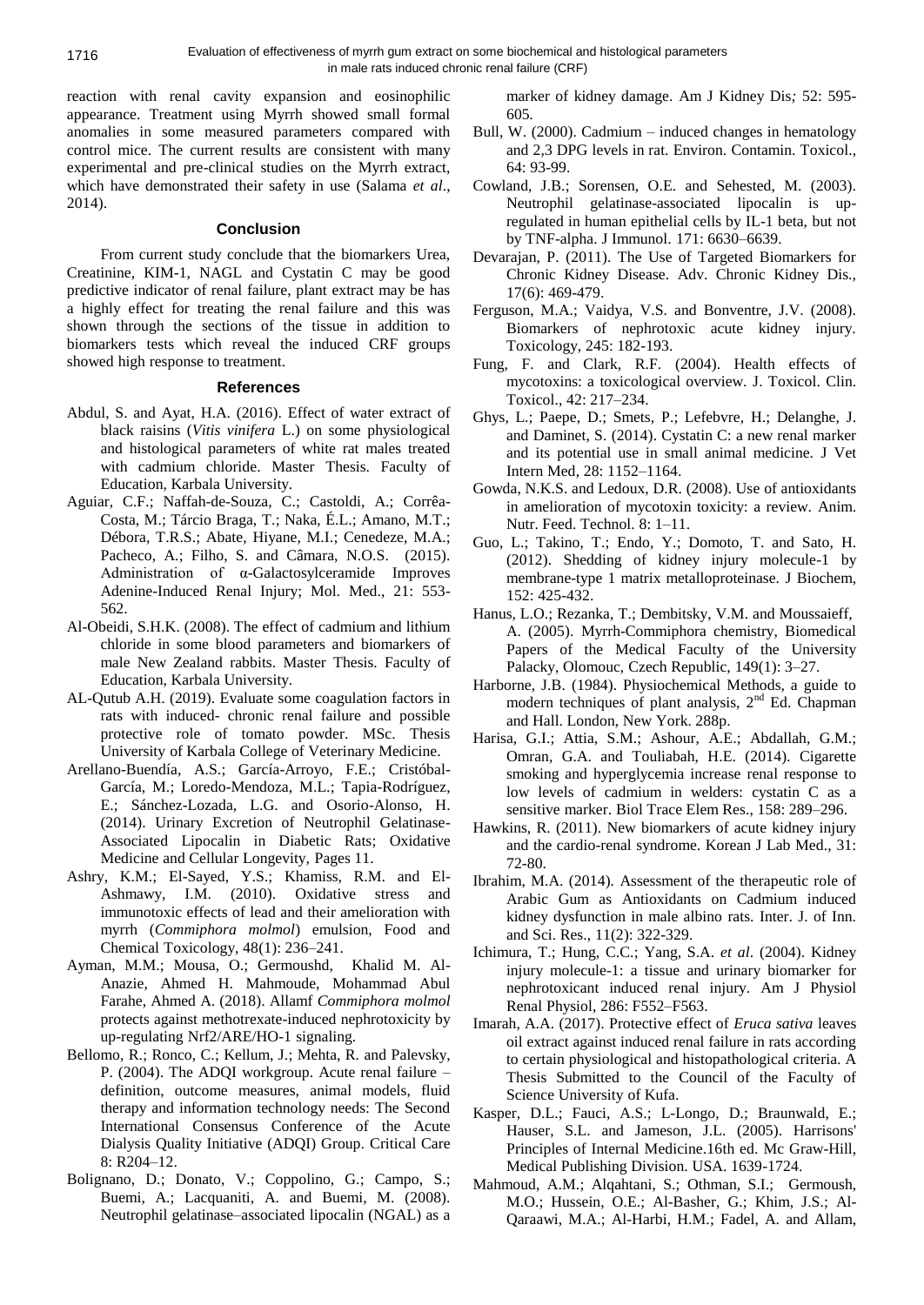reaction with renal cavity expansion and eosinophilic appearance. Treatment using Myrrh showed small formal anomalies in some measured parameters compared with control mice. The current results are consistent with many experimental and pre-clinical studies on the Myrrh extract, which have demonstrated their safety in use (Salama *et al*., 2014).

## Conclusion

From current study conclude that the biomarkers Urea, Creatinine, KIM-1, NAGL and Cystatin C may be good predictive indicator of renal failure, plant extract may be has a highly effect for treating the renal failure and this was shown through the sections of the tissue in addition to biomarkers tests which reveal the induced CRF groups showed high response to treatment.

## References

Abdul, S. and Ayat, H.A. (2016). Effect of water extract of black raisins (*Vitis vinifera* L.) on some physiological and histological parameters of white rat males treated with cadmium chloride. Master Thesis. Faculty of Education, Karbala University.

Aguiar, C.F.; Naffah-de-Souza, C.; Castoldi, A.; Corrêa-Costa, M.; Tárcio Braga, T.; Naka, É.L.; Amano, M.T.; Débora, T.R.S.; Abate, Hiyane, M.I.; Cenedeze, M.A.; Pacheco, A.; Filho, S. and Câmara, N.O.S. (2015). Administration of α-Galactosylceramide Improves Adenine-Induced Renal Injury; Mol. Med., 21: 553-562.

Al-Obeidi, S.H.K. (2008). The effect of cadmium and lithium chloride in some blood parameters and biomarkers of male New Zealand rabbits. Master Thesis. Faculty of Education, Karbala University.

AL-Qutub A.H. (2019). Evaluate some coagulation factors in rats with induced- chronic renal failure and possible protective role of tomato powder. MSc. Thesis University of Karbala College of Veterinary Medicine.

Arellano-Buendía, A.S.; García-Arroyo, F.E.; Cristóbal-García, M.; Loredo-Mendoza, M.L.; Tapia-Rodríguez, E.; Sánchez-Lozada, L.G. and Osorio-Alonso, H. (2014). Urinary Excretion of Neutrophil Gelatinase-Associated Lipocalin in Diabetic Rats; Oxidative Medicine and Cellular Longevity, Pages 11.

Ashry, K.M.; El-Sayed, Y.S.; Khamiss, R.M. and El-Ashmawy, I.M. (2010). Oxidative stress and immunotoxic effects of lead and their amelioration with myrrh (*Commiphora molmol*) emulsion, Food and Chemical Toxicology, 48(1): 236–241.

Ayman, M.M.; Mousa, O.; Germoushd, Khalid M. Al-Anazie, Ahmed H. Mahmoude, Mohammad Abul Farahe, Ahmed A. (2018). Allamf *Commiphora molmol* protects against methotrexate-induced nephrotoxicity by up-regulating Nrf2/ARE/HO-1 signaling.

Bellomo, R.; Ronco, C.; Kellum, J.; Mehta, R. and Palevsky, P. (2004). The ADQI workgroup. Acute renal failure – definition, outcome measures, animal models, fluid therapy and information technology needs: The Second International Consensus Conference of the Acute Dialysis Quality Initiative (ADQI) Group. Critical Care 8: R204–12.

Bolignano, D.; Donato, V.; Coppolino, G.; Campo, S.; Buemi, A.; Lacquaniti, A. and Buemi, M. (2008). Neutrophil gelatinase–associated lipocalin (NGAL) as a marker of kidney damage. Am J Kidney Dis*;* 52: 595-605.

Bull, W. (2000). Cadmium – induced changes in hematology and 2,3 DPG levels in rat. Environ. Contamin. Toxicol., 64: 93-99.

Cowland, J.B.; Sorensen, O.E. and Sehested, M. (2003). Neutrophil gelatinase-associated lipocalin is up-regulated in human epithelial cells by IL-1 beta, but not by TNF-alpha. J Immunol. 171: 6630–6639.

Devarajan, P. (2011). The Use of Targeted Biomarkers for Chronic Kidney Disease. Adv. Chronic Kidney Dis., 17(6): 469-479.

Ferguson, M.A.; Vaidya, V.S. and Bonventre, J.V. (2008). Biomarkers of nephrotoxic acute kidney injury. Toxicology, 245: 182-193.

Fung, F. and Clark, R.F. (2004). Health effects of mycotoxins: a toxicological overview. J. Toxicol. Clin. Toxicol., 42: 217–234.

Ghys, L.; Paepe, D.; Smets, P.; Lefebvre, H.; Delanghe, J. and Daminet, S. (2014). Cystatin C: a new renal marker and its potential use in small animal medicine. J Vet Intern Med, 28: 1152–1164.

Gowda, N.K.S. and Ledoux, D.R. (2008). Use of antioxidants in amelioration of mycotoxin toxicity: a review. Anim. Nutr. Feed. Technol. 8: 1–11.

Guo, L.; Takino, T.; Endo, Y.; Domoto, T. and Sato, H. (2012). Shedding of kidney injury molecule-1 by membrane-type 1 matrix metalloproteinase. J Biochem, 152: 425-432.

Hanus, L.O.; Rezanka, T.; Dembitsky, V.M. and Moussaieff, A. (2005). Myrrh-Commiphora chemistry, Biomedical Papers of the Medical Faculty of the University Palacky, Olomouc, Czech Republic, 149(1): 3–27.

Harborne, J.B. (1984). Physiochemical Methods, a guide to modern techniques of plant analysis, 2nd Ed. Chapman and Hall. London, New York. 288p.

Harisa, G.I.; Attia, S.M.; Ashour, A.E.; Abdallah, G.M.; Omran, G.A. and Touliabah, H.E. (2014). Cigarette smoking and hyperglycemia increase renal response to low levels of cadmium in welders: cystatin C as a sensitive marker. Biol Trace Elem Res., 158: 289–296.

Hawkins, R. (2011). New biomarkers of acute kidney injury and the cardio-renal syndrome. Korean J Lab Med., 31: 72-80.

Ibrahim, M.A. (2014). Assessment of the therapeutic role of Arabic Gum as Antioxidants on Cadmium induced kidney dysfunction in male albino rats. Inter. J. of Inn. and Sci. Res., 11(2): 322-329.

Ichimura, T.; Hung, C.C.; Yang, S.A. *et al*. (2004). Kidney injury molecule-1: a tissue and urinary biomarker for nephrotoxicant induced renal injury. Am J Physiol Renal Physiol, 286: F552–F563.

Imarah, A.A. (2017). Protective effect of *Eruca sativa* leaves oil extract against induced renal failure in rats according to certain physiological and histopathological criteria. A Thesis Submitted to the Council of the Faculty of Science University of Kufa.

Kasper, D.L.; Fauci, A.S.; L-Longo, D.; Braunwald, E.; Hauser, S.L. and Jameson, J.L. (2005). Harrisons' Principles of Internal Medicine.16th ed. Mc Graw-Hill, Medical Publishing Division. USA. 1639-1724.

Mahmoud, A.M.; Alqahtani, S.; Othman, S.I.; Germoush, M.O.; Hussein, O.E.; Al-Basher, G.; Khim, J.S.; Al-Qaraawi, M.A.; Al-Harbi, H.M.; Fadel, A. and Allam,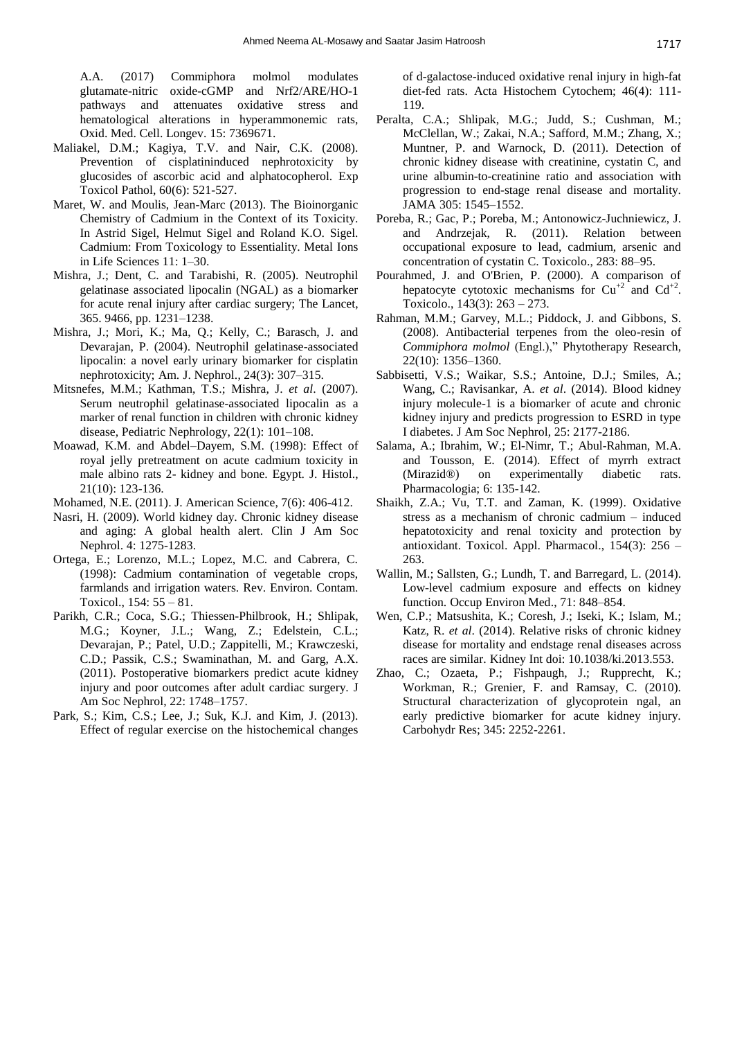A.A. (2017) Commiphora molmol modulates glutamate-nitric oxide-cGMP and Nrf2/ARE/HO-1 pathways and attenuates oxidative stress and hematological alterations in hyperammonemic rats, Oxid. Med. Cell. Longev. 15: 7369671.

Maliakel, D.M.; Kagiya, T.V. and Nair, C.K. (2008). Prevention of cisplatininduced nephrotoxicity by glucosides of ascorbic acid and alphatocopherol. Exp Toxicol Pathol, 60(6): 521-527.

Maret, W. and Moulis, Jean-Marc (2013). The Bioinorganic Chemistry of Cadmium in the Context of its Toxicity. In Astrid Sigel, Helmut Sigel and Roland K.O. Sigel. Cadmium: From Toxicology to Essentiality. Metal Ions in Life Sciences 11: 1–30.

Mishra, J.; Dent, C. and Tarabishi, R. (2005). Neutrophil gelatinase associated lipocalin (NGAL) as a biomarker for acute renal injury after cardiac surgery; The Lancet, 365. 9466, pp. 1231–1238.

Mishra, J.; Mori, K.; Ma, Q.; Kelly, C.; Barasch, J. and Devarajan, P. (2004). Neutrophil gelatinase-associated lipocalin: a novel early urinary biomarker for cisplatin nephrotoxicity; Am. J. Nephrol., 24(3): 307–315.

Mitsnefes, M.M.; Kathman, T.S.; Mishra, J. *et al*. (2007). Serum neutrophil gelatinase-associated lipocalin as a marker of renal function in children with chronic kidney disease, Pediatric Nephrology, 22(1): 101–108.

Moawad, K.M. and Abdel–Dayem, S.M. (1998): Effect of royal jelly pretreatment on acute cadmium toxicity in male albino rats 2- kidney and bone. Egypt. J. Histol., 21(10): 123-136.

Mohamed, N.E. (2011). J. American Science, 7(6): 406-412.

Nasri, H. (2009). World kidney day. Chronic kidney disease and aging: A global health alert. Clin J Am Soc Nephrol. 4: 1275-1283.

Ortega, E.; Lorenzo, M.L.; Lopez, M.C. and Cabrera, C. (1998): Cadmium contamination of vegetable crops, farmlands and irrigation waters. Rev. Environ. Contam. Toxicol., 154: 55 – 81.

Parikh, C.R.; Coca, S.G.; Thiessen-Philbrook, H.; Shlipak, M.G.; Koyner, J.L.; Wang, Z.; Edelstein, C.L.; Devarajan, P.; Patel, U.D.; Zappitelli, M.; Krawczeski, C.D.; Passik, C.S.; Swaminathan, M. and Garg, A.X. (2011). Postoperative biomarkers predict acute kidney injury and poor outcomes after adult cardiac surgery. J Am Soc Nephrol, 22: 1748–1757.

Park, S.; Kim, C.S.; Lee, J.; Suk, K.J. and Kim, J. (2013). Effect of regular exercise on the histochemical changes of d-galactose-induced oxidative renal injury in high-fat diet-fed rats. Acta Histochem Cytochem; 46(4): 111-119.

Peralta, C.A.; Shlipak, M.G.; Judd, S.; Cushman, M.; McClellan, W.; Zakai, N.A.; Safford, M.M.; Zhang, X.; Muntner, P. and Warnock, D. (2011). Detection of chronic kidney disease with creatinine, cystatin C, and urine albumin-to-creatinine ratio and association with progression to end-stage renal disease and mortality. JAMA 305: 1545–1552.

Poreba, R.; Gac, P.; Poreba, M.; Antonowicz-Juchniewicz, J. and Andrzejak, R. (2011). Relation between occupational exposure to lead, cadmium, arsenic and concentration of cystatin C. Toxicolo., 283: 88–95.

Pourahmed, J. and O'Brien, P. (2000). A comparison of hepatocyte cytotoxic mechanisms for $Cu^{+2}$ and $Cd^{+2}$. Toxicolo., 143(3): 263 – 273.

Rahman, M.M.; Garvey, M.L.; Piddock, J. and Gibbons, S. (2008). Antibacterial terpenes from the oleo-resin of *Commiphora molmol* (Engl.)," Phytotherapy Research, 22(10): 1356–1360.

Sabbisetti, V.S.; Waikar, S.S.; Antoine, D.J.; Smiles, A.; Wang, C.; Ravisankar, A. *et al*. (2014). Blood kidney injury molecule-1 is a biomarker of acute and chronic kidney injury and predicts progression to ESRD in type I diabetes. J Am Soc Nephrol, 25: 2177-2186.

Salama, A.; Ibrahim, W.; El-Nimr, T.; Abul-Rahman, M.A. and Tousson, E. (2014). Effect of myrrh extract (Mirazid®) on experimentally diabetic rats. Pharmacologia; 6: 135-142.

Shaikh, Z.A.; Vu, T.T. and Zaman, K. (1999). Oxidative stress as a mechanism of chronic cadmium – induced hepatotoxicity and renal toxicity and protection by antioxidant. Toxicol. Appl. Pharmacol., 154(3): 256 – 263.

Wallin, M.; Sallsten, G.; Lundh, T. and Barregard, L. (2014). Low-level cadmium exposure and effects on kidney function. Occup Environ Med., 71: 848–854.

Wen, C.P.; Matsushita, K.; Coresh, J.; Iseki, K.; Islam, M.; Katz, R. *et al*. (2014). Relative risks of chronic kidney disease for mortality and endstage renal diseases across races are similar. Kidney Int doi: 10.1038/ki.2013.553.

Zhao, C.; Ozaeta, P.; Fishpaugh, J.; Rupprecht, K.; Workman, R.; Grenier, F. and Ramsay, C. (2010). Structural characterization of glycoprotein ngal, an early predictive biomarker for acute kidney injury. Carbohydr Res; 345: 2252-2261.